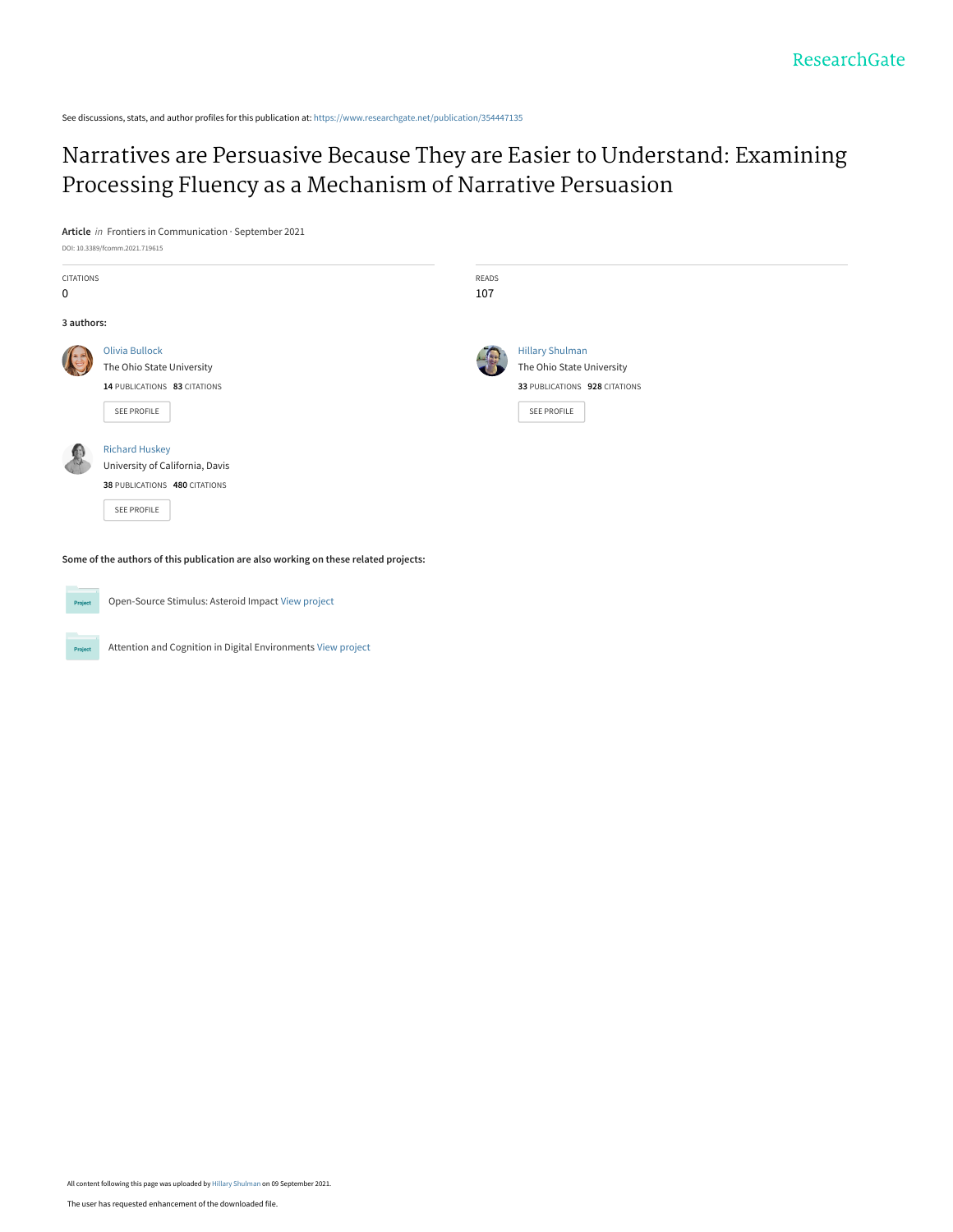ResearchGate

See discussions, stats, and author profiles for this publication at: https://www.researchgate.net/publication/354447135

# Narratives are Persuasive Because They are Easier to Understand: Examining Processing Fluency as a Mechanism of Narrative Persuasion

**Article** *in* Frontiers in Communication · September 2021

DOI: 10.3389/fcomm.2021.719615

| CITATIONS | READS |
| --- | --- |
| 0 | 107 |

**3 authors:**

**Olivia Bullock**
The Ohio State University
**14** PUBLICATIONS **83** CITATIONS
SEE PROFILE

**Hillary Shulman**
The Ohio State University
**33** PUBLICATIONS **928** CITATIONS
SEE PROFILE

**Richard Huskey**
University of California, Davis
**38** PUBLICATIONS **480** CITATIONS
SEE PROFILE

**Some of the authors of this publication are also working on these related projects:**

Project: Open-Source Stimulus: Asteroid Impact View project

Project: Attention and Cognition in Digital Environments View project

All content following this page was uploaded by Hillary Shulman on 09 September 2021.

The user has requested enhancement of the downloaded file.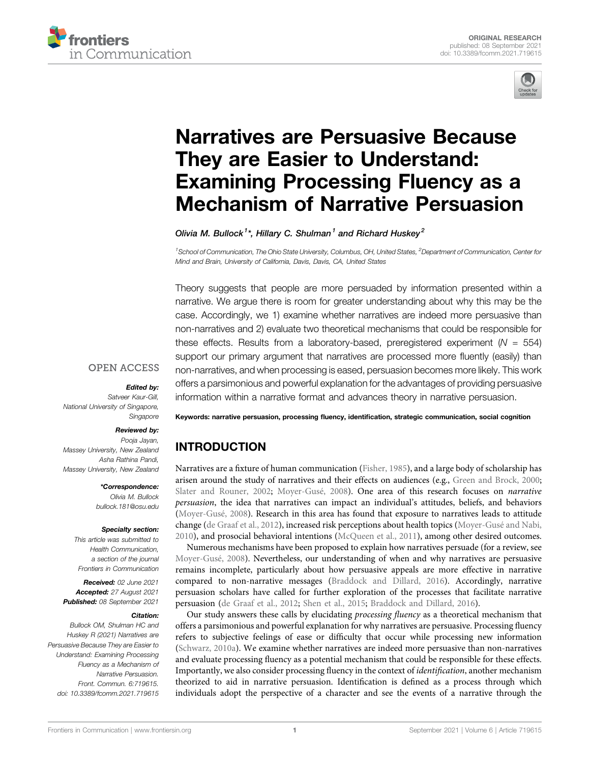# Narratives are Persuasive Because They are Easier to Understand: Examining Processing Fluency as a Mechanism of Narrative Persuasion

*Olivia M. Bullock*[1]*, *Hillary C. Shulman*[1] and *Richard Huskey*[2]

[1]School of Communication, The Ohio State University, Columbus, OH, United States, [2]Department of Communication, Center for Mind and Brain, University of California, Davis, Davis, CA, United States

Theory suggests that people are more persuaded by information presented within a narrative. We argue there is room for greater understanding about why this may be the case. Accordingly, we 1) examine whether narratives are indeed more persuasive than non-narratives and 2) evaluate two theoretical mechanisms that could be responsible for these effects. Results from a laboratory-based, preregistered experiment ($N$ = 554) support our primary argument that narratives are processed more fluently (easily) than non-narratives, and when processing is eased, persuasion becomes more likely. This work offers a parsimonious and powerful explanation for the advantages of providing persuasive information within a narrative format and advances theory in narrative persuasion.

**Keywords: narrative persuasion, processing fluency, identification, strategic communication, social cognition**

OPEN ACCESS

***Edited by:***
Satveer Kaur-Gill, National University of Singapore, Singapore

***Reviewed by:***
Pooja Jayan, Massey University, New Zealand
Asha Rathina Pandi, Massey University, New Zealand

****Correspondence:***
Olivia M. Bullock
bullock.181@osu.edu

***Specialty section:***
This article was submitted to Health Communication, a section of the journal Frontiers in Communication

***Received:*** 02 June 2021
***Accepted:*** 27 August 2021
***Published:*** 08 September 2021

***Citation:***
Bullock OM, Shulman HC and Huskey R (2021) Narratives are Persuasive Because They are Easier to Understand: Examining Processing Fluency as a Mechanism of Narrative Persuasion. Front. Commun. 6:719615. doi: 10.3389/fcomm.2021.719615

## INTRODUCTION

Narratives are a fixture of human communication (Fisher, 1985), and a large body of scholarship has arisen around the study of narratives and their effects on audiences (e.g., Green and Brock, 2000; Slater and Rouner, 2002; Moyer-Gusé, 2008). One area of this research focuses on *narrative persuasion*, the idea that narratives can impact an individual's attitudes, beliefs, and behaviors (Moyer-Gusé, 2008). Research in this area has found that exposure to narratives leads to attitude change (de Graaf et al., 2012), increased risk perceptions about health topics (Moyer-Gusé and Nabi, 2010), and prosocial behavioral intentions (McQueen et al., 2011), among other desired outcomes.

Numerous mechanisms have been proposed to explain how narratives persuade (for a review, see Moyer-Gusé, 2008). Nevertheless, our understanding of when and why narratives are persuasive remains incomplete, particularly about how persuasive appeals are more effective in narrative compared to non-narrative messages (Braddock and Dillard, 2016). Accordingly, narrative persuasion scholars have called for further exploration of the processes that facilitate narrative persuasion (de Graaf et al., 2012; Shen et al., 2015; Braddock and Dillard, 2016).

Our study answers these calls by elucidating *processing fluency* as a theoretical mechanism that offers a parsimonious and powerful explanation for why narratives are persuasive. Processing fluency refers to subjective feelings of ease or difficulty that occur while processing new information (Schwarz, 2010a). We examine whether narratives are indeed more persuasive than non-narratives and evaluate processing fluency as a potential mechanism that could be responsible for these effects. Importantly, we also consider processing fluency in the context of *identification*, another mechanism theorized to aid in narrative persuasion. Identification is defined as a process through which individuals adopt the perspective of a character and see the events of a narrative through the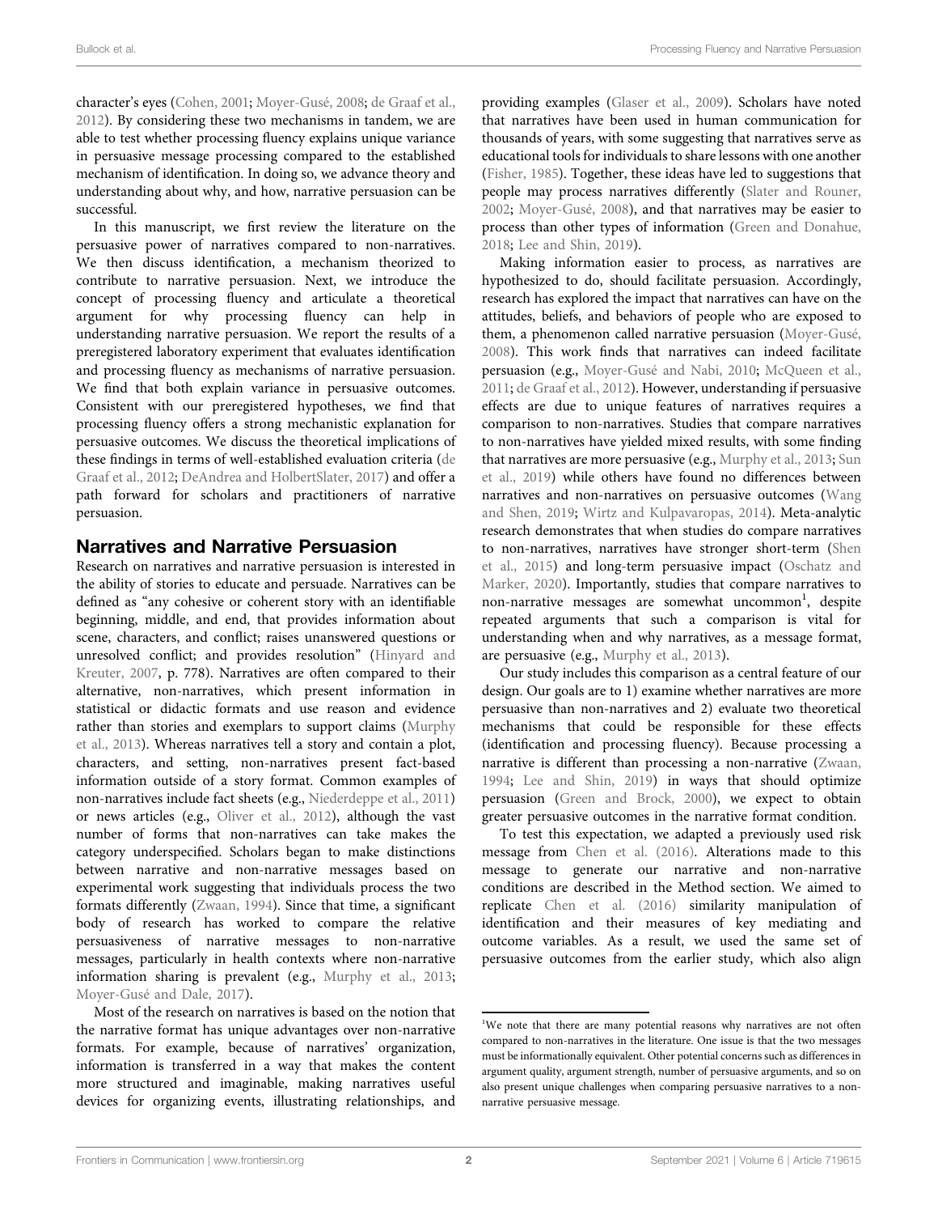character's eyes (Cohen, 2001; Moyer-Gusé, 2008; de Graaf et al., 2012). By considering these two mechanisms in tandem, we are able to test whether processing fluency explains unique variance in persuasive message processing compared to the established mechanism of identification. In doing so, we advance theory and understanding about why, and how, narrative persuasion can be successful.

In this manuscript, we first review the literature on the persuasive power of narratives compared to non-narratives. We then discuss identification, a mechanism theorized to contribute to narrative persuasion. Next, we introduce the concept of processing fluency and articulate a theoretical argument for why processing fluency can help in understanding narrative persuasion. We report the results of a preregistered laboratory experiment that evaluates identification and processing fluency as mechanisms of narrative persuasion. We find that both explain variance in persuasive outcomes. Consistent with our preregistered hypotheses, we find that processing fluency offers a strong mechanistic explanation for persuasive outcomes. We discuss the theoretical implications of these findings in terms of well-established evaluation criteria (de Graaf et al., 2012; DeAndrea and HolbertSlater, 2017) and offer a path forward for scholars and practitioners of narrative persuasion.

## Narratives and Narrative Persuasion

Research on narratives and narrative persuasion is interested in the ability of stories to educate and persuade. Narratives can be defined as "any cohesive or coherent story with an identifiable beginning, middle, and end, that provides information about scene, characters, and conflict; raises unanswered questions or unresolved conflict; and provides resolution" (Hinyard and Kreuter, 2007, p. 778). Narratives are often compared to their alternative, non-narratives, which present information in statistical or didactic formats and use reason and evidence rather than stories and exemplars to support claims (Murphy et al., 2013). Whereas narratives tell a story and contain a plot, characters, and setting, non-narratives present fact-based information outside of a story format. Common examples of non-narratives include fact sheets (e.g., Niederdeppe et al., 2011) or news articles (e.g., Oliver et al., 2012), although the vast number of forms that non-narratives can take makes the category underspecified. Scholars began to make distinctions between narrative and non-narrative messages based on experimental work suggesting that individuals process the two formats differently (Zwaan, 1994). Since that time, a significant body of research has worked to compare the relative persuasiveness of narrative messages to non-narrative messages, particularly in health contexts where non-narrative information sharing is prevalent (e.g., Murphy et al., 2013; Moyer-Gusé and Dale, 2017).

Most of the research on narratives is based on the notion that the narrative format has unique advantages over non-narrative formats. For example, because of narratives' organization, information is transferred in a way that makes the content more structured and imaginable, making narratives useful devices for organizing events, illustrating relationships, and providing examples (Glaser et al., 2009). Scholars have noted that narratives have been used in human communication for thousands of years, with some suggesting that narratives serve as educational tools for individuals to share lessons with one another (Fisher, 1985). Together, these ideas have led to suggestions that people may process narratives differently (Slater and Rouner, 2002; Moyer-Gusé, 2008), and that narratives may be easier to process than other types of information (Green and Donahue, 2018; Lee and Shin, 2019).

Making information easier to process, as narratives are hypothesized to do, should facilitate persuasion. Accordingly, research has explored the impact that narratives can have on the attitudes, beliefs, and behaviors of people who are exposed to them, a phenomenon called narrative persuasion (Moyer-Gusé, 2008). This work finds that narratives can indeed facilitate persuasion (e.g., Moyer-Gusé and Nabi, 2010; McQueen et al., 2011; de Graaf et al., 2012). However, understanding if persuasive effects are due to unique features of narratives requires a comparison to non-narratives. Studies that compare narratives to non-narratives have yielded mixed results, with some finding that narratives are more persuasive (e.g., Murphy et al., 2013; Sun et al., 2019) while others have found no differences between narratives and non-narratives on persuasive outcomes (Wang and Shen, 2019; Wirtz and Kulpavaropas, 2014). Meta-analytic research demonstrates that when studies do compare narratives to non-narratives, narratives have stronger short-term (Shen et al., 2015) and long-term persuasive impact (Oschatz and Marker, 2020). Importantly, studies that compare narratives to non-narrative messages are somewhat uncommon[1], despite repeated arguments that such a comparison is vital for understanding when and why narratives, as a message format, are persuasive (e.g., Murphy et al., 2013).

Our study includes this comparison as a central feature of our design. Our goals are to 1) examine whether narratives are more persuasive than non-narratives and 2) evaluate two theoretical mechanisms that could be responsible for these effects (identification and processing fluency). Because processing a narrative is different than processing a non-narrative (Zwaan, 1994; Lee and Shin, 2019) in ways that should optimize persuasion (Green and Brock, 2000), we expect to obtain greater persuasive outcomes in the narrative format condition.

To test this expectation, we adapted a previously used risk message from Chen et al. (2016). Alterations made to this message to generate our narrative and non-narrative conditions are described in the Method section. We aimed to replicate Chen et al. (2016) similarity manipulation of identification and their measures of key mediating and outcome variables. As a result, we used the same set of persuasive outcomes from the earlier study, which also align

[1]We note that there are many potential reasons why narratives are not often compared to non-narratives in the literature. One issue is that the two messages must be informationally equivalent. Other potential concerns such as differences in argument quality, argument strength, number of persuasive arguments, and so on also present unique challenges when comparing persuasive narratives to a non-narrative persuasive message.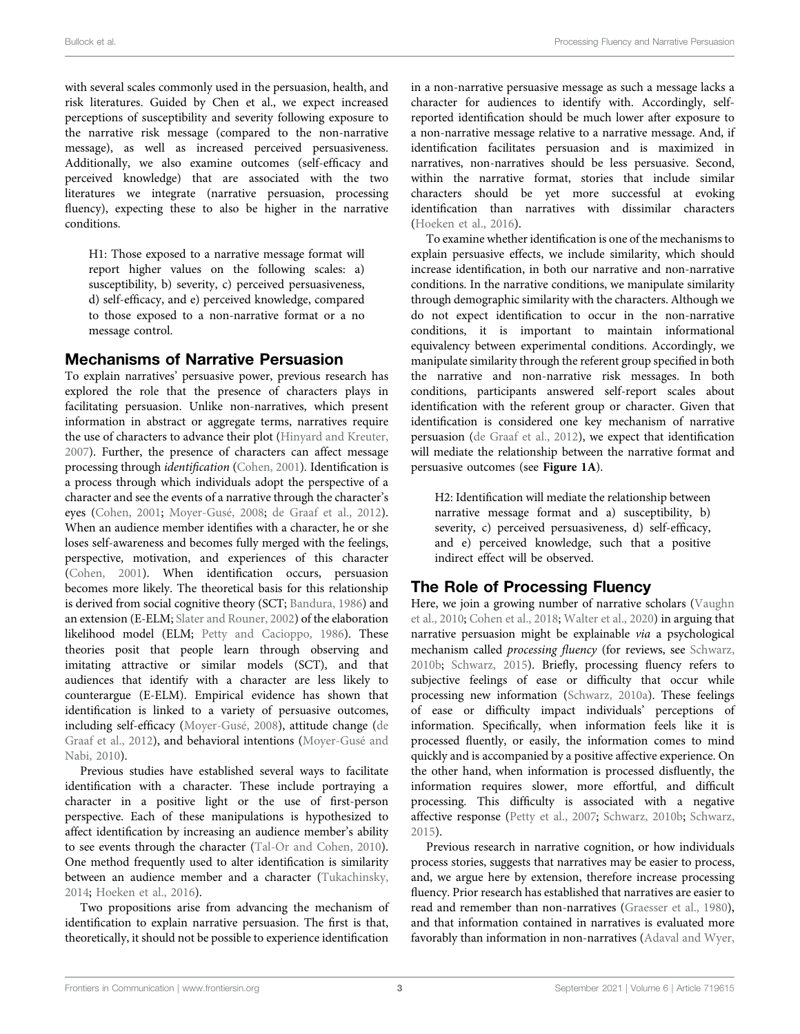with several scales commonly used in the persuasion, health, and risk literatures. Guided by Chen et al., we expect increased perceptions of susceptibility and severity following exposure to the narrative risk message (compared to the non-narrative message), as well as increased perceived persuasiveness. Additionally, we also examine outcomes (self-efficacy and perceived knowledge) that are associated with the two literatures we integrate (narrative persuasion, processing fluency), expecting these to also be higher in the narrative conditions.

> H1: Those exposed to a narrative message format will report higher values on the following scales: a) susceptibility, b) severity, c) perceived persuasiveness, d) self-efficacy, and e) perceived knowledge, compared to those exposed to a non-narrative format or a no message control.

## Mechanisms of Narrative Persuasion

To explain narratives' persuasive power, previous research has explored the role that the presence of characters plays in facilitating persuasion. Unlike non-narratives, which present information in abstract or aggregate terms, narratives require the use of characters to advance their plot (Hinyard and Kreuter, 2007). Further, the presence of characters can affect message processing through *identification* (Cohen, 2001). Identification is a process through which individuals adopt the perspective of a character and see the events of a narrative through the character's eyes (Cohen, 2001; Moyer-Gusé, 2008; de Graaf et al., 2012). When an audience member identifies with a character, he or she loses self-awareness and becomes fully merged with the feelings, perspective, motivation, and experiences of this character (Cohen, 2001). When identification occurs, persuasion becomes more likely. The theoretical basis for this relationship is derived from social cognitive theory (SCT; Bandura, 1986) and an extension (E-ELM; Slater and Rouner, 2002) of the elaboration likelihood model (ELM; Petty and Cacioppo, 1986). These theories posit that people learn through observing and imitating attractive or similar models (SCT), and that audiences that identify with a character are less likely to counterargue (E-ELM). Empirical evidence has shown that identification is linked to a variety of persuasive outcomes, including self-efficacy (Moyer-Gusé, 2008), attitude change (de Graaf et al., 2012), and behavioral intentions (Moyer-Gusé and Nabi, 2010).

Previous studies have established several ways to facilitate identification with a character. These include portraying a character in a positive light or the use of first-person perspective. Each of these manipulations is hypothesized to affect identification by increasing an audience member's ability to see events through the character (Tal-Or and Cohen, 2010). One method frequently used to alter identification is similarity between an audience member and a character (Tukachinsky, 2014; Hoeken et al., 2016).

Two propositions arise from advancing the mechanism of identification to explain narrative persuasion. The first is that, theoretically, it should not be possible to experience identification in a non-narrative persuasive message as such a message lacks a character for audiences to identify with. Accordingly, self-reported identification should be much lower after exposure to a non-narrative message relative to a narrative message. And, if identification facilitates persuasion and is maximized in narratives, non-narratives should be less persuasive. Second, within the narrative format, stories that include similar characters should be yet more successful at evoking identification than narratives with dissimilar characters (Hoeken et al., 2016).

To examine whether identification is one of the mechanisms to explain persuasive effects, we include similarity, which should increase identification, in both our narrative and non-narrative conditions. In the narrative conditions, we manipulate similarity through demographic similarity with the characters. Although we do not expect identification to occur in the non-narrative conditions, it is important to maintain informational equivalency between experimental conditions. Accordingly, we manipulate similarity through the referent group specified in both the narrative and non-narrative risk messages. In both conditions, participants answered self-report scales about identification with the referent group or character. Given that identification is considered one key mechanism of narrative persuasion (de Graaf et al., 2012), we expect that identification will mediate the relationship between the narrative format and persuasive outcomes (see **Figure 1A**).

> H2: Identification will mediate the relationship between narrative message format and a) susceptibility, b) severity, c) perceived persuasiveness, d) self-efficacy, and e) perceived knowledge, such that a positive indirect effect will be observed.

## The Role of Processing Fluency

Here, we join a growing number of narrative scholars (Vaughn et al., 2010; Cohen et al., 2018; Walter et al., 2020) in arguing that narrative persuasion might be explainable *via* a psychological mechanism called *processing fluency* (for reviews, see Schwarz, 2010b; Schwarz, 2015). Briefly, processing fluency refers to subjective feelings of ease or difficulty that occur while processing new information (Schwarz, 2010a). These feelings of ease or difficulty impact individuals' perceptions of information. Specifically, when information feels like it is processed fluently, or easily, the information comes to mind quickly and is accompanied by a positive affective experience. On the other hand, when information is processed disfluently, the information requires slower, more effortful, and difficult processing. This difficulty is associated with a negative affective response (Petty et al., 2007; Schwarz, 2010b; Schwarz, 2015).

Previous research in narrative cognition, or how individuals process stories, suggests that narratives may be easier to process, and, we argue here by extension, therefore increase processing fluency. Prior research has established that narratives are easier to read and remember than non-narratives (Graesser et al., 1980), and that information contained in narratives is evaluated more favorably than information in non-narratives (Adaval and Wyer,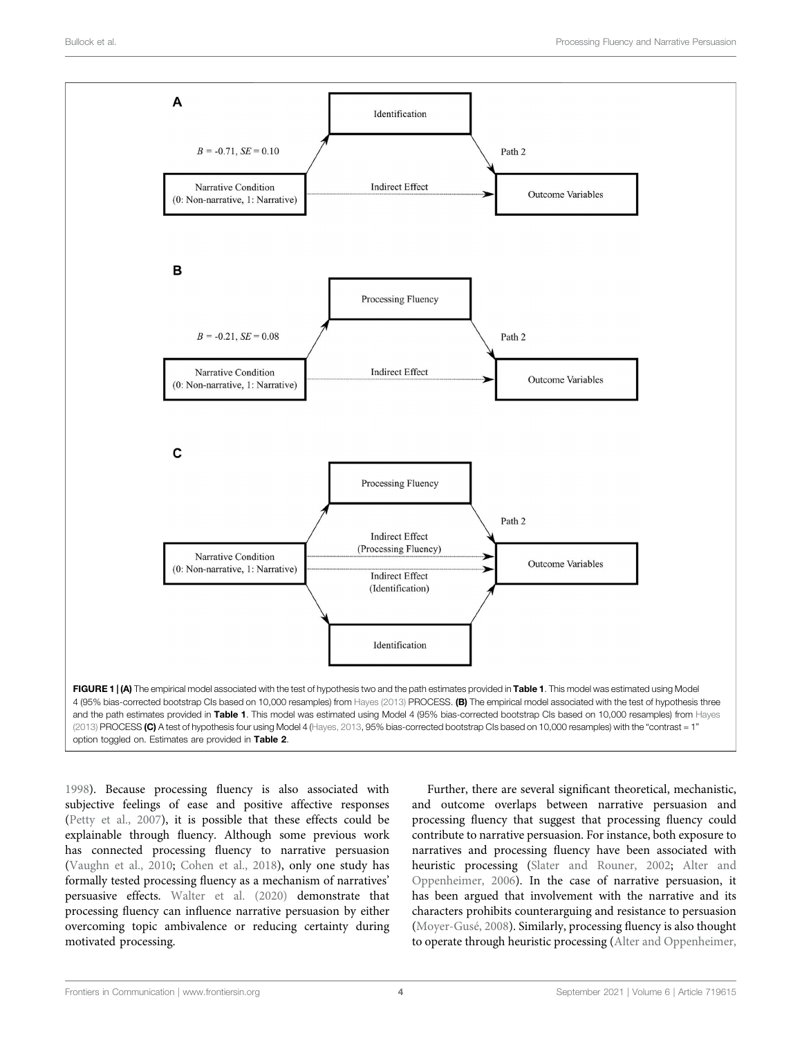FIGURE 1 | (A) The empirical model associated with the test of hypothesis two and the path estimates provided in **Table 1**. This model was estimated using Model 4 (95% bias-corrected bootstrap CIs based on 10,000 resamples) from Hayes (2013) PROCESS. **(B)** The empirical model associated with the test of hypothesis three and the path estimates provided in **Table 1**. This model was estimated using Model 4 (95% bias-corrected bootstrap CIs based on 10,000 resamples) from Hayes (2013) PROCESS **(C)** A test of hypothesis four using Model 4 (Hayes, 2013, 95% bias-corrected bootstrap CIs based on 10,000 resamples) with the "contrast = 1" option toggled on. Estimates are provided in **Table 2**.

1998). Because processing fluency is also associated with subjective feelings of ease and positive affective responses (Petty et al., 2007), it is possible that these effects could be explainable through fluency. Although some previous work has connected processing fluency to narrative persuasion (Vaughn et al., 2010; Cohen et al., 2018), only one study has formally tested processing fluency as a mechanism of narratives' persuasive effects. Walter et al. (2020) demonstrate that processing fluency can influence narrative persuasion by either overcoming topic ambivalence or reducing certainty during motivated processing.

Further, there are several significant theoretical, mechanistic, and outcome overlaps between narrative persuasion and processing fluency that suggest that processing fluency could contribute to narrative persuasion. For instance, both exposure to narratives and processing fluency have been associated with heuristic processing (Slater and Rouner, 2002; Alter and Oppenheimer, 2006). In the case of narrative persuasion, it has been argued that involvement with the narrative and its characters prohibits counterarguing and resistance to persuasion (Moyer-Gusé, 2008). Similarly, processing fluency is also thought to operate through heuristic processing (Alter and Oppenheimer,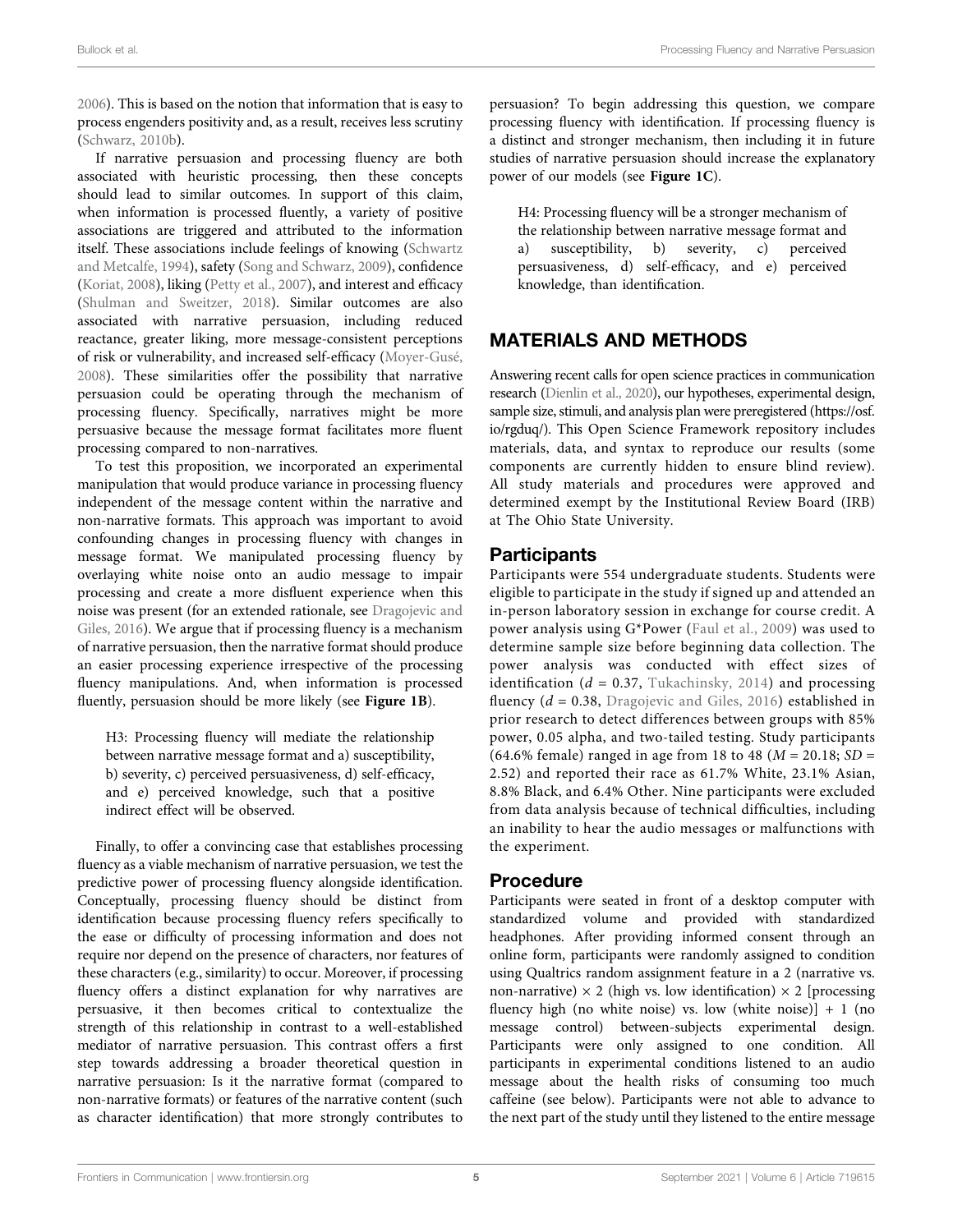2006). This is based on the notion that information that is easy to process engenders positivity and, as a result, receives less scrutiny (Schwarz, 2010b).

If narrative persuasion and processing fluency are both associated with heuristic processing, then these concepts should lead to similar outcomes. In support of this claim, when information is processed fluently, a variety of positive associations are triggered and attributed to the information itself. These associations include feelings of knowing (Schwartz and Metcalfe, 1994), safety (Song and Schwarz, 2009), confidence (Koriat, 2008), liking (Petty et al., 2007), and interest and efficacy (Shulman and Sweitzer, 2018). Similar outcomes are also associated with narrative persuasion, including reduced reactance, greater liking, more message-consistent perceptions of risk or vulnerability, and increased self-efficacy (Moyer-Gusé, 2008). These similarities offer the possibility that narrative persuasion could be operating through the mechanism of processing fluency. Specifically, narratives might be more persuasive because the message format facilitates more fluent processing compared to non-narratives.

To test this proposition, we incorporated an experimental manipulation that would produce variance in processing fluency independent of the message content within the narrative and non-narrative formats. This approach was important to avoid confounding changes in processing fluency with changes in message format. We manipulated processing fluency by overlaying white noise onto an audio message to impair processing and create a more disfluent experience when this noise was present (for an extended rationale, see Dragojevic and Giles, 2016). We argue that if processing fluency is a mechanism of narrative persuasion, then the narrative format should produce an easier processing experience irrespective of the processing fluency manipulations. And, when information is processed fluently, persuasion should be more likely (see **Figure 1B**).

> H3: Processing fluency will mediate the relationship between narrative message format and a) susceptibility, b) severity, c) perceived persuasiveness, d) self-efficacy, and e) perceived knowledge, such that a positive indirect effect will be observed.

Finally, to offer a convincing case that establishes processing fluency as a viable mechanism of narrative persuasion, we test the predictive power of processing fluency alongside identification. Conceptually, processing fluency should be distinct from identification because processing fluency refers specifically to the ease or difficulty of processing information and does not require nor depend on the presence of characters, nor features of these characters (e.g., similarity) to occur. Moreover, if processing fluency offers a distinct explanation for why narratives are persuasive, it then becomes critical to contextualize the strength of this relationship in contrast to a well-established mediator of narrative persuasion. This contrast offers a first step towards addressing a broader theoretical question in narrative persuasion: Is it the narrative format (compared to non-narrative formats) or features of the narrative content (such as character identification) that more strongly contributes to persuasion? To begin addressing this question, we compare processing fluency with identification. If processing fluency is a distinct and stronger mechanism, then including it in future studies of narrative persuasion should increase the explanatory power of our models (see **Figure 1C**).

> H4: Processing fluency will be a stronger mechanism of the relationship between narrative message format and a) susceptibility, b) severity, c) perceived persuasiveness, d) self-efficacy, and e) perceived knowledge, than identification.

## MATERIALS AND METHODS

Answering recent calls for open science practices in communication research (Dienlin et al., 2020), our hypotheses, experimental design, sample size, stimuli, and analysis plan were preregistered (https://osf.io/rgduq/). This Open Science Framework repository includes materials, data, and syntax to reproduce our results (some components are currently hidden to ensure blind review). All study materials and procedures were approved and determined exempt by the Institutional Review Board (IRB) at The Ohio State University.

### Participants

Participants were 554 undergraduate students. Students were eligible to participate in the study if signed up and attended an in-person laboratory session in exchange for course credit. A power analysis using G*Power (Faul et al., 2009) was used to determine sample size before beginning data collection. The power analysis was conducted with effect sizes of identification ($d = 0.37$, Tukachinsky, 2014) and processing fluency ($d = 0.38$, Dragojevic and Giles, 2016) established in prior research to detect differences between groups with 85% power, 0.05 alpha, and two-tailed testing. Study participants (64.6% female) ranged in age from 18 to 48 ($M = 20.18$; $SD = 2.52$) and reported their race as 61.7% White, 23.1% Asian, 8.8% Black, and 6.4% Other. Nine participants were excluded from data analysis because of technical difficulties, including an inability to hear the audio messages or malfunctions with the experiment.

### Procedure

Participants were seated in front of a desktop computer with standardized volume and provided with standardized headphones. After providing informed consent through an online form, participants were randomly assigned to condition using Qualtrics random assignment feature in a 2 (narrative vs. non-narrative) × 2 (high vs. low identification) × 2 [processing fluency high (no white noise) vs. low (white noise)] + 1 (no message control) between-subjects experimental design. Participants were only assigned to one condition. All participants in experimental conditions listened to an audio message about the health risks of consuming too much caffeine (see below). Participants were not able to advance to the next part of the study until they listened to the entire message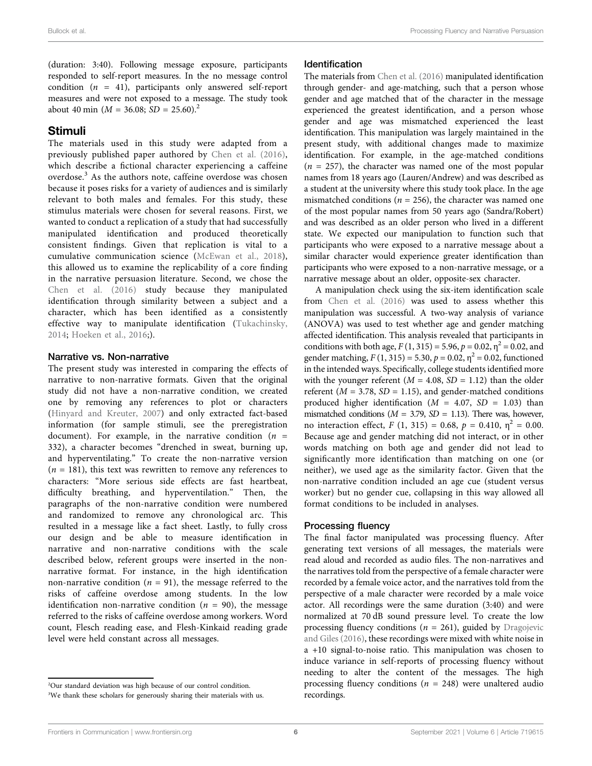(duration: 3:40). Following message exposure, participants responded to self-report measures. In the no message control condition ($n$ = 41), participants only answered self-report measures and were not exposed to a message. The study took about 40 min ($M$ = 36.08; $SD$ = 25.60).[2]

## Stimuli

The materials used in this study were adapted from a previously published paper authored by Chen et al. (2016), which describe a fictional character experiencing a caffeine overdose.[3] As the authors note, caffeine overdose was chosen because it poses risks for a variety of audiences and is similarly relevant to both males and females. For this study, these stimulus materials were chosen for several reasons. First, we wanted to conduct a replication of a study that had successfully manipulated identification and produced theoretically consistent findings. Given that replication is vital to a cumulative communication science (McEwan et al., 2018), this allowed us to examine the replicability of a core finding in the narrative persuasion literature. Second, we chose the Chen et al. (2016) study because they manipulated identification through similarity between a subject and a character, which has been identified as a consistently effective way to manipulate identification (Tukachinsky, 2014; Hoeken et al., 2016;).

### Narrative vs. Non-narrative

The present study was interested in comparing the effects of narrative to non-narrative formats. Given that the original study did not have a non-narrative condition, we created one by removing any references to plot or characters (Hinyard and Kreuter, 2007) and only extracted fact-based information (for sample stimuli, see the preregistration document). For example, in the narrative condition ($n$ = 332), a character becomes "drenched in sweat, burning up, and hyperventilating." To create the non-narrative version ($n$ = 181), this text was rewritten to remove any references to characters: "More serious side effects are fast heartbeat, difficulty breathing, and hyperventilation." Then, the paragraphs of the non-narrative condition were numbered and randomized to remove any chronological arc. This resulted in a message like a fact sheet. Lastly, to fully cross our design and be able to measure identification in narrative and non-narrative conditions with the scale described below, referent groups were inserted in the non-narrative format. For instance, in the high identification non-narrative condition ($n$ = 91), the message referred to the risks of caffeine overdose among students. In the low identification non-narrative condition ($n$ = 90), the message referred to the risks of caffeine overdose among workers. Word count, Flesch reading ease, and Flesh-Kinkaid reading grade level were held constant across all messages.

### Identification

The materials from Chen et al. (2016) manipulated identification through gender- and age-matching, such that a person whose gender and age matched that of the character in the message experienced the greatest identification, and a person whose gender and age was mismatched experienced the least identification. This manipulation was largely maintained in the present study, with additional changes made to maximize identification. For example, in the age-matched conditions ($n$ = 257), the character was named one of the most popular names from 18 years ago (Lauren/Andrew) and was described as a student at the university where this study took place. In the age mismatched conditions ($n$ = 256), the character was named one of the most popular names from 50 years ago (Sandra/Robert) and was described as an older person who lived in a different state. We expected our manipulation to function such that participants who were exposed to a narrative message about a similar character would experience greater identification than participants who were exposed to a non-narrative message, or a narrative message about an older, opposite-sex character.

A manipulation check using the six-item identification scale from Chen et al. (2016) was used to assess whether this manipulation was successful. A two-way analysis of variance (ANOVA) was used to test whether age and gender matching affected identification. This analysis revealed that participants in conditions with both age, $F$ (1, 315) = 5.96, $p$ = 0.02, $\eta^2$ = 0.02, and gender matching, $F$ (1, 315) = 5.30, $p$ = 0.02, $\eta^2$ = 0.02, functioned in the intended ways. Specifically, college students identified more with the younger referent ($M$ = 4.08, $SD$ = 1.12) than the older referent ($M$ = 3.78, $SD$ = 1.15), and gender-matched conditions produced higher identification ($M$ = 4.07, $SD$ = 1.03) than mismatched conditions ($M$ = 3.79, $SD$ = 1.13). There was, however, no interaction effect, $F$ (1, 315) = 0.68, $p$ = 0.410, $\eta^2$ = 0.00. Because age and gender matching did not interact, or in other words matching on both age and gender did not lead to significantly more identification than matching on one (or neither), we used age as the similarity factor. Given that the non-narrative condition included an age cue (student versus worker) but no gender cue, collapsing in this way allowed all format conditions to be included in analyses.

### Processing fluency

The final factor manipulated was processing fluency. After generating text versions of all messages, the materials were read aloud and recorded as audio files. The non-narratives and the narratives told from the perspective of a female character were recorded by a female voice actor, and the narratives told from the perspective of a male character were recorded by a male voice actor. All recordings were the same duration (3:40) and were normalized at 70 dB sound pressure level. To create the low processing fluency conditions ($n$ = 261), guided by Dragojevic and Giles (2016), these recordings were mixed with white noise in a +10 signal-to-noise ratio. This manipulation was chosen to induce variance in self-reports of processing fluency without needing to alter the content of the messages. The high processing fluency conditions ($n$ = 248) were unaltered audio recordings.

[2]Our standard deviation was high because of our control condition.

[3]We thank these scholars for generously sharing their materials with us.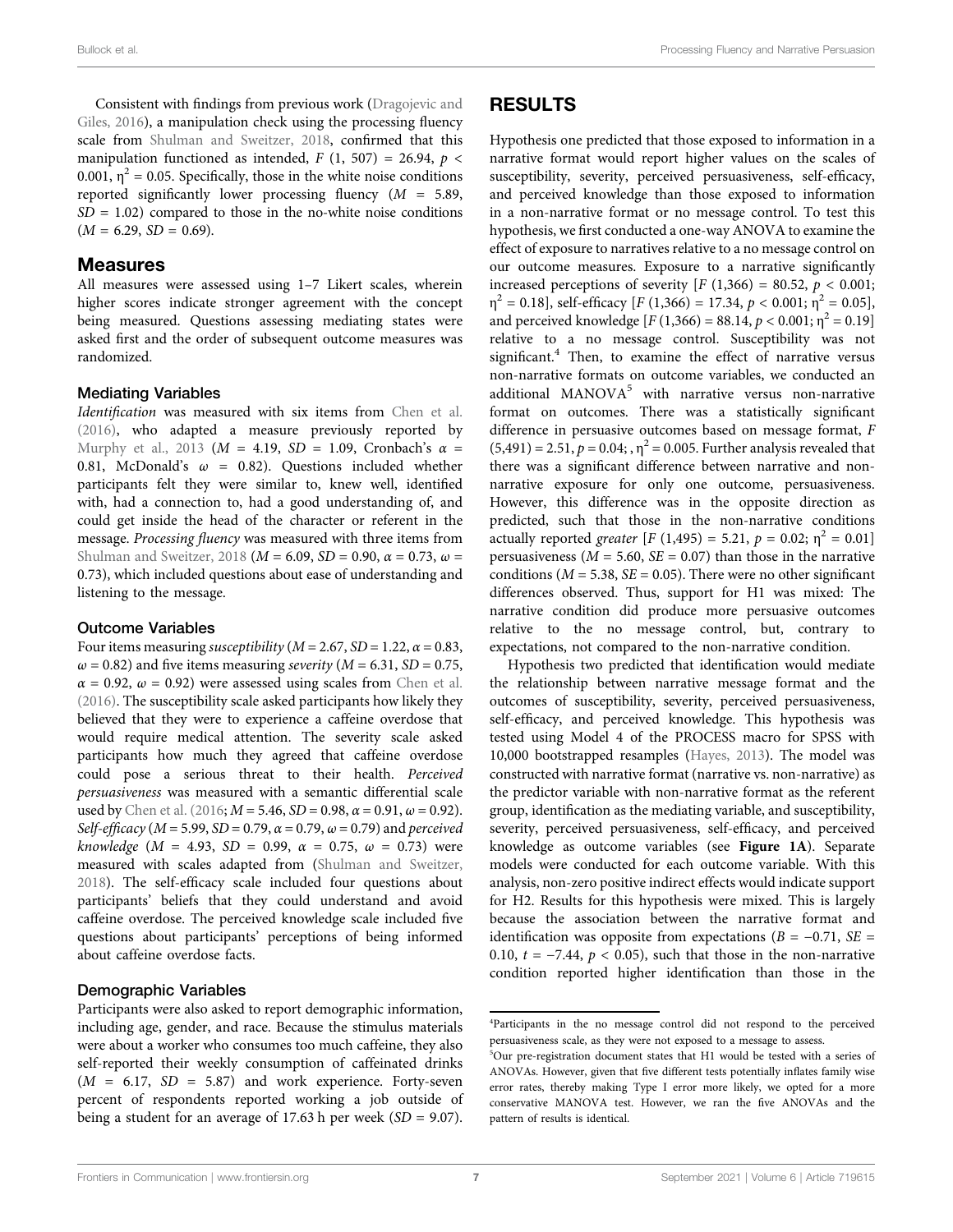Consistent with findings from previous work (Dragojevic and Giles, 2016), a manipulation check using the processing fluency scale from Shulman and Sweitzer, 2018, confirmed that this manipulation functioned as intended, $F$ (1, 507) = 26.94, $p < 0.001$, $\eta^2 = 0.05$. Specifically, those in the white noise conditions reported significantly lower processing fluency ($M$ = 5.89, $SD$ = 1.02) compared to those in the no-white noise conditions ($M$ = 6.29, $SD$ = 0.69).

## Measures

All measures were assessed using 1–7 Likert scales, wherein higher scores indicate stronger agreement with the concept being measured. Questions assessing mediating states were asked first and the order of subsequent outcome measures was randomized.

### Mediating Variables

*Identification* was measured with six items from Chen et al. (2016), who adapted a measure previously reported by Murphy et al., 2013 ($M$ = 4.19, $SD$ = 1.09, Cronbach's $\alpha$ = 0.81, McDonald's $\omega$ = 0.82). Questions included whether participants felt they were similar to, knew well, identified with, had a connection to, had a good understanding of, and could get inside the head of the character or referent in the message. *Processing fluency* was measured with three items from Shulman and Sweitzer, 2018 ($M$ = 6.09, $SD$ = 0.90, $\alpha$ = 0.73, $\omega$ = 0.73), which included questions about ease of understanding and listening to the message.

### Outcome Variables

Four items measuring *susceptibility* ($M$ = 2.67, $SD$ = 1.22, $\alpha$ = 0.83, $\omega$ = 0.82) and five items measuring *severity* ($M$ = 6.31, $SD$ = 0.75, $\alpha$ = 0.92, $\omega$ = 0.92) were assessed using scales from Chen et al. (2016). The susceptibility scale asked participants how likely they believed that they were to experience a caffeine overdose that would require medical attention. The severity scale asked participants how much they agreed that caffeine overdose could pose a serious threat to their health. *Perceived persuasiveness* was measured with a semantic differential scale used by Chen et al. (2016; $M$ = 5.46, $SD$ = 0.98, $\alpha$ = 0.91, $\omega$ = 0.92). *Self-efficacy* ($M$ = 5.99, $SD$ = 0.79, $\alpha$ = 0.79, $\omega$ = 0.79) and *perceived knowledge* ($M$ = 4.93, $SD$ = 0.99, $\alpha$ = 0.75, $\omega$ = 0.73) were measured with scales adapted from (Shulman and Sweitzer, 2018). The self-efficacy scale included four questions about participants' beliefs that they could understand and avoid caffeine overdose. The perceived knowledge scale included five questions about participants' perceptions of being informed about caffeine overdose facts.

### Demographic Variables

Participants were also asked to report demographic information, including age, gender, and race. Because the stimulus materials were about a worker who consumes too much caffeine, they also self-reported their weekly consumption of caffeinated drinks ($M$ = 6.17, $SD$ = 5.87) and work experience. Forty-seven percent of respondents reported working a job outside of being a student for an average of 17.63 h per week ($SD$ = 9.07).

# RESULTS

Hypothesis one predicted that those exposed to information in a narrative format would report higher values on the scales of susceptibility, severity, perceived persuasiveness, self-efficacy, and perceived knowledge than those exposed to information in a non-narrative format or no message control. To test this hypothesis, we first conducted a one-way ANOVA to examine the effect of exposure to narratives relative to a no message control on our outcome measures. Exposure to a narrative significantly increased perceptions of severity [$F$ (1,366) = 80.52, $p < 0.001$; $\eta^2 = 0.18$], self-efficacy [$F$ (1,366) = 17.34, $p < 0.001$; $\eta^2 = 0.05$], and perceived knowledge [$F$ (1,366) = 88.14, $p < 0.001$; $\eta^2 = 0.19$] relative to a no message control. Susceptibility was not significant.[4] Then, to examine the effect of narrative versus non-narrative formats on outcome variables, we conducted an additional MANOVA[5] with narrative versus non-narrative format on outcomes. There was a statistically significant difference in persuasive outcomes based on message format, $F$ (5,491) = 2.51, $p = 0.04$; , $\eta^2 = 0.005$. Further analysis revealed that there was a significant difference between narrative and non-narrative exposure for only one outcome, persuasiveness. However, this difference was in the opposite direction as predicted, such that those in the non-narrative conditions actually reported *greater* [$F$ (1,495) = 5.21, $p = 0.02$; $\eta^2 = 0.01$] persuasiveness ($M$ = 5.60, $SE$ = 0.07) than those in the narrative conditions ($M$ = 5.38, $SE$ = 0.05). There were no other significant differences observed. Thus, support for H1 was mixed: The narrative condition did produce more persuasive outcomes relative to the no message control, but, contrary to expectations, not compared to the non-narrative condition.

Hypothesis two predicted that identification would mediate the relationship between narrative message format and the outcomes of susceptibility, severity, perceived persuasiveness, self-efficacy, and perceived knowledge. This hypothesis was tested using Model 4 of the PROCESS macro for SPSS with 10,000 bootstrapped resamples (Hayes, 2013). The model was constructed with narrative format (narrative vs. non-narrative) as the predictor variable with non-narrative format as the referent group, identification as the mediating variable, and susceptibility, severity, perceived persuasiveness, self-efficacy, and perceived knowledge as outcome variables (see **Figure 1A**). Separate models were conducted for each outcome variable. With this analysis, non-zero positive indirect effects would indicate support for H2. Results for this hypothesis were mixed. This is largely because the association between the narrative format and identification was opposite from expectations ($B$ = −0.71, $SE$ = 0.10, $t$ = −7.44, $p < 0.05$), such that those in the non-narrative condition reported higher identification than those in the

[4] Participants in the no message control did not respond to the perceived persuasiveness scale, as they were not exposed to a message to assess.

[5] Our pre-registration document states that H1 would be tested with a series of ANOVAs. However, given that five different tests potentially inflates family wise error rates, thereby making Type I error more likely, we opted for a more conservative MANOVA test. However, we ran the five ANOVAs and the pattern of results is identical.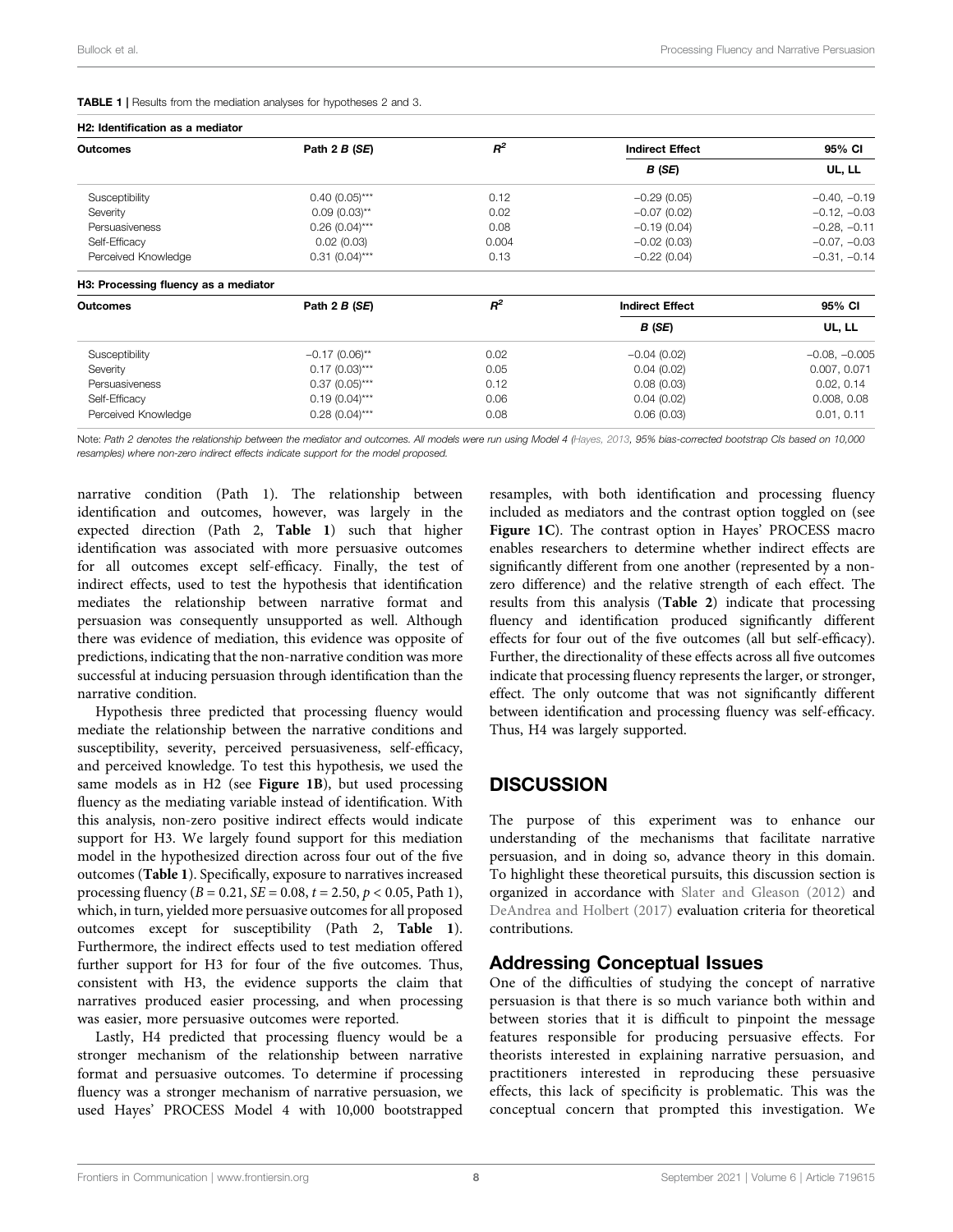**TABLE 1 |** Results from the mediation analyses for hypotheses 2 and 3.

| **H2: Identification as a mediator** | | | | |
|---|---|---|---|---|
| **Outcomes** | **Path 2 *B* (*SE*)** | $R^2$ | **Indirect Effect** | **95% CI** |
| | | | ***B* (*SE*)** | **UL, LL** |
| Susceptibility | 0.40 (0.05)*** | 0.12 | −0.29 (0.05) | −0.40, −0.19 |
| Severity | 0.09 (0.03)** | 0.02 | −0.07 (0.02) | −0.12, −0.03 |
| Persuasiveness | 0.26 (0.04)*** | 0.08 | −0.19 (0.04) | −0.28, −0.11 |
| Self-Efficacy | 0.02 (0.03) | 0.004 | −0.02 (0.03) | −0.07, −0.03 |
| Perceived Knowledge | 0.31 (0.04)*** | 0.13 | −0.22 (0.04) | −0.31, −0.14 |
| **H3: Processing fluency as a mediator** | | | | |
| **Outcomes** | **Path 2 *B* (*SE*)** | $R^2$ | **Indirect Effect** | **95% CI** |
| | | | ***B* (*SE*)** | **UL, LL** |
| Susceptibility | −0.17 (0.06)** | 0.02 | −0.04 (0.02) | −0.08, −0.005 |
| Severity | 0.17 (0.03)*** | 0.05 | 0.04 (0.02) | 0.007, 0.071 |
| Persuasiveness | 0.37 (0.05)*** | 0.12 | 0.08 (0.03) | 0.02, 0.14 |
| Self-Efficacy | 0.19 (0.04)*** | 0.06 | 0.04 (0.02) | 0.008, 0.08 |
| Perceived Knowledge | 0.28 (0.04)*** | 0.08 | 0.06 (0.03) | 0.01, 0.11 |

Note: *Path 2 denotes the relationship between the mediator and outcomes. All models were run using Model 4 (Hayes, 2013, 95% bias-corrected bootstrap CIs based on 10,000 resamples) where non-zero indirect effects indicate support for the model proposed.*

narrative condition (Path 1). The relationship between identification and outcomes, however, was largely in the expected direction (Path 2, **Table 1**) such that higher identification was associated with more persuasive outcomes for all outcomes except self-efficacy. Finally, the test of indirect effects, used to test the hypothesis that identification mediates the relationship between narrative format and persuasion was consequently unsupported as well. Although there was evidence of mediation, this evidence was opposite of predictions, indicating that the non-narrative condition was more successful at inducing persuasion through identification than the narrative condition.

Hypothesis three predicted that processing fluency would mediate the relationship between the narrative conditions and susceptibility, severity, perceived persuasiveness, self-efficacy, and perceived knowledge. To test this hypothesis, we used the same models as in H2 (see **Figure 1B**), but used processing fluency as the mediating variable instead of identification. With this analysis, non-zero positive indirect effects would indicate support for H3. We largely found support for this mediation model in the hypothesized direction across four out of the five outcomes (**Table 1**). Specifically, exposure to narratives increased processing fluency ($B = 0.21$, $SE = 0.08$, $t = 2.50$, $p < 0.05$, Path 1), which, in turn, yielded more persuasive outcomes for all proposed outcomes except for susceptibility (Path 2, **Table 1**). Furthermore, the indirect effects used to test mediation offered further support for H3 for four of the five outcomes. Thus, consistent with H3, the evidence supports the claim that narratives produced easier processing, and when processing was easier, more persuasive outcomes were reported.

Lastly, H4 predicted that processing fluency would be a stronger mechanism of the relationship between narrative format and persuasive outcomes. To determine if processing fluency was a stronger mechanism of narrative persuasion, we used Hayes' PROCESS Model 4 with 10,000 bootstrapped resamples, with both identification and processing fluency included as mediators and the contrast option toggled on (see **Figure 1C**). The contrast option in Hayes' PROCESS macro enables researchers to determine whether indirect effects are significantly different from one another (represented by a non-zero difference) and the relative strength of each effect. The results from this analysis (**Table 2**) indicate that processing fluency and identification produced significantly different effects for four out of the five outcomes (all but self-efficacy). Further, the directionality of these effects across all five outcomes indicate that processing fluency represents the larger, or stronger, effect. The only outcome that was not significantly different between identification and processing fluency was self-efficacy. Thus, H4 was largely supported.

## DISCUSSION

The purpose of this experiment was to enhance our understanding of the mechanisms that facilitate narrative persuasion, and in doing so, advance theory in this domain. To highlight these theoretical pursuits, this discussion section is organized in accordance with Slater and Gleason (2012) and DeAndrea and Holbert (2017) evaluation criteria for theoretical contributions.

### Addressing Conceptual Issues

One of the difficulties of studying the concept of narrative persuasion is that there is so much variance both within and between stories that it is difficult to pinpoint the message features responsible for producing persuasive effects. For theorists interested in explaining narrative persuasion, and practitioners interested in reproducing these persuasive effects, this lack of specificity is problematic. This was the conceptual concern that prompted this investigation. We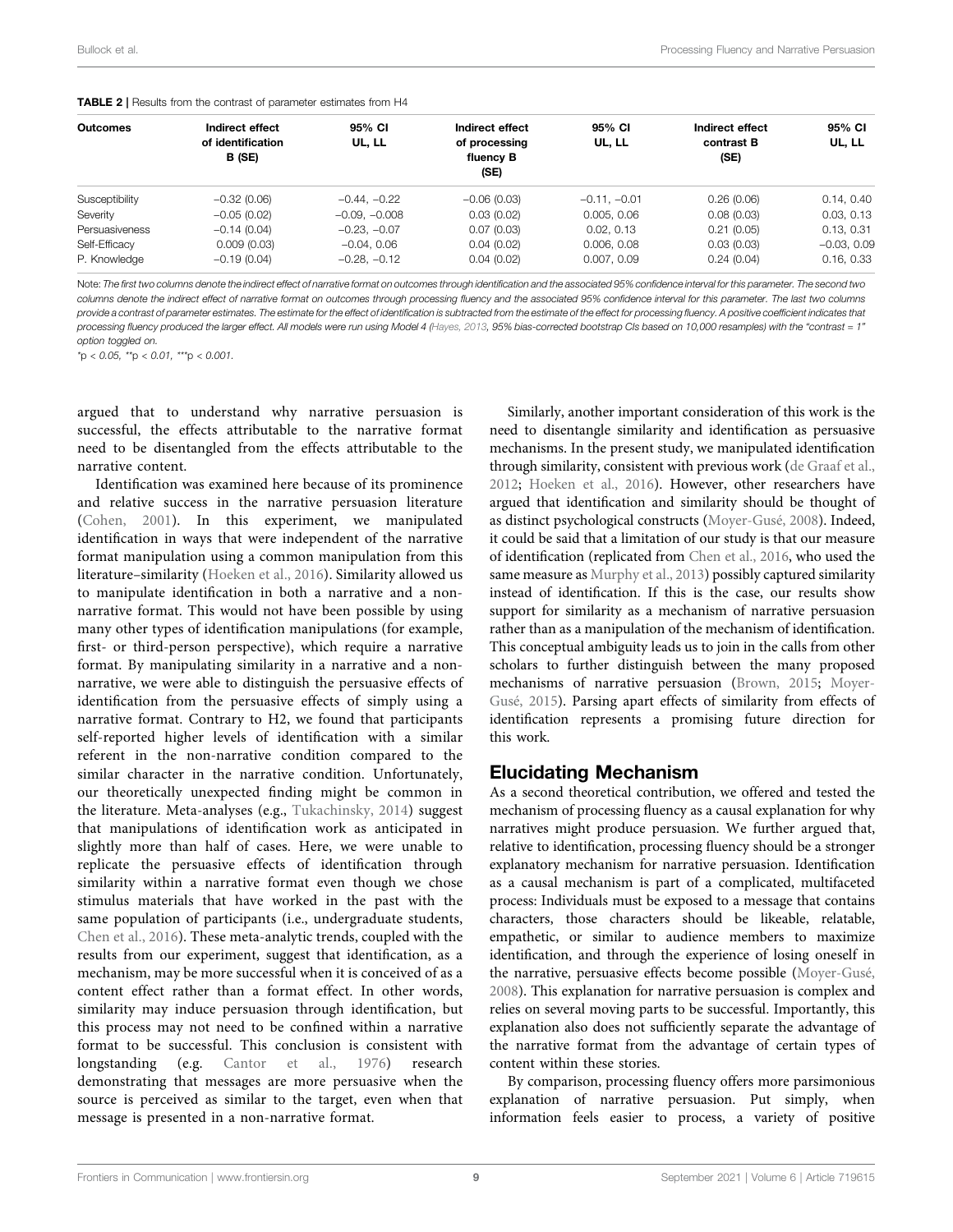**TABLE 2** | Results from the contrast of parameter estimates from H4

| Outcomes | Indirect effect of identification B (SE) | 95% CI UL, LL | Indirect effect of processing fluency B (SE) | 95% CI UL, LL | Indirect effect contrast B (SE) | 95% CI UL, LL |
|---|---|---|---|---|---|---|
| Susceptibility | −0.32 (0.06) | −0.44, −0.22 | −0.06 (0.03) | −0.11, −0.01 | 0.26 (0.06) | 0.14, 0.40 |
| Severity | −0.05 (0.02) | −0.09, −0.008 | 0.03 (0.02) | 0.005, 0.06 | 0.08 (0.03) | 0.03, 0.13 |
| Persuasiveness | −0.14 (0.04) | −0.23, −0.07 | 0.07 (0.03) | 0.02, 0.13 | 0.21 (0.05) | 0.13, 0.31 |
| Self-Efficacy | 0.009 (0.03) | −0.04, 0.06 | 0.04 (0.02) | 0.006, 0.08 | 0.03 (0.03) | −0.03, 0.09 |
| P. Knowledge | −0.19 (0.04) | −0.28, −0.12 | 0.04 (0.02) | 0.007, 0.09 | 0.24 (0.04) | 0.16, 0.33 |

Note: *The first two columns denote the indirect effect of narrative format on outcomes through identification and the associated 95% confidence interval for this parameter. The second two columns denote the indirect effect of narrative format on outcomes through processing fluency and the associated 95% confidence interval for this parameter. The last two columns provide a contrast of parameter estimates. The estimate for the effect of identification is subtracted from the estimate of the effect for processing fluency. A positive coefficient indicates that processing fluency produced the larger effect. All models were run using Model 4 (Hayes, 2013, 95% bias-corrected bootstrap CIs based on 10,000 resamples) with the "contrast = 1" option toggled on.*

*$^{*}p < 0.05$, $^{**}p < 0.01$, $^{***}p < 0.001$.*

argued that to understand why narrative persuasion is successful, the effects attributable to the narrative format need to be disentangled from the effects attributable to the narrative content.

Identification was examined here because of its prominence and relative success in the narrative persuasion literature (Cohen, 2001). In this experiment, we manipulated identification in ways that were independent of the narrative format manipulation using a common manipulation from this literature–similarity (Hoeken et al., 2016). Similarity allowed us to manipulate identification in both a narrative and a non-narrative format. This would not have been possible by using many other types of identification manipulations (for example, first- or third-person perspective), which require a narrative format. By manipulating similarity in a narrative and a non-narrative, we were able to distinguish the persuasive effects of identification from the persuasive effects of simply using a narrative format. Contrary to H2, we found that participants self-reported higher levels of identification with a similar referent in the non-narrative condition compared to the similar character in the narrative condition. Unfortunately, our theoretically unexpected finding might be common in the literature. Meta-analyses (e.g., Tukachinsky, 2014) suggest that manipulations of identification work as anticipated in slightly more than half of cases. Here, we were unable to replicate the persuasive effects of identification through similarity within a narrative format even though we chose stimulus materials that have worked in the past with the same population of participants (i.e., undergraduate students, Chen et al., 2016). These meta-analytic trends, coupled with the results from our experiment, suggest that identification, as a mechanism, may be more successful when it is conceived of as a content effect rather than a format effect. In other words, similarity may induce persuasion through identification, but this process may not need to be confined within a narrative format to be successful. This conclusion is consistent with longstanding (e.g. Cantor et al., 1976) research demonstrating that messages are more persuasive when the source is perceived as similar to the target, even when that message is presented in a non-narrative format.

Similarly, another important consideration of this work is the need to disentangle similarity and identification as persuasive mechanisms. In the present study, we manipulated identification through similarity, consistent with previous work (de Graaf et al., 2012; Hoeken et al., 2016). However, other researchers have argued that identification and similarity should be thought of as distinct psychological constructs (Moyer-Gusé, 2008). Indeed, it could be said that a limitation of our study is that our measure of identification (replicated from Chen et al., 2016, who used the same measure as Murphy et al., 2013) possibly captured similarity instead of identification. If this is the case, our results show support for similarity as a mechanism of narrative persuasion rather than as a manipulation of the mechanism of identification. This conceptual ambiguity leads us to join in the calls from other scholars to further distinguish between the many proposed mechanisms of narrative persuasion (Brown, 2015; Moyer-Gusé, 2015). Parsing apart effects of similarity from effects of identification represents a promising future direction for this work.

## Elucidating Mechanism

As a second theoretical contribution, we offered and tested the mechanism of processing fluency as a causal explanation for why narratives might produce persuasion. We further argued that, relative to identification, processing fluency should be a stronger explanatory mechanism for narrative persuasion. Identification as a causal mechanism is part of a complicated, multifaceted process: Individuals must be exposed to a message that contains characters, those characters should be likeable, relatable, empathetic, or similar to audience members to maximize identification, and through the experience of losing oneself in the narrative, persuasive effects become possible (Moyer-Gusé, 2008). This explanation for narrative persuasion is complex and relies on several moving parts to be successful. Importantly, this explanation also does not sufficiently separate the advantage of the narrative format from the advantage of certain types of content within these stories.

By comparison, processing fluency offers more parsimonious explanation of narrative persuasion. Put simply, when information feels easier to process, a variety of positive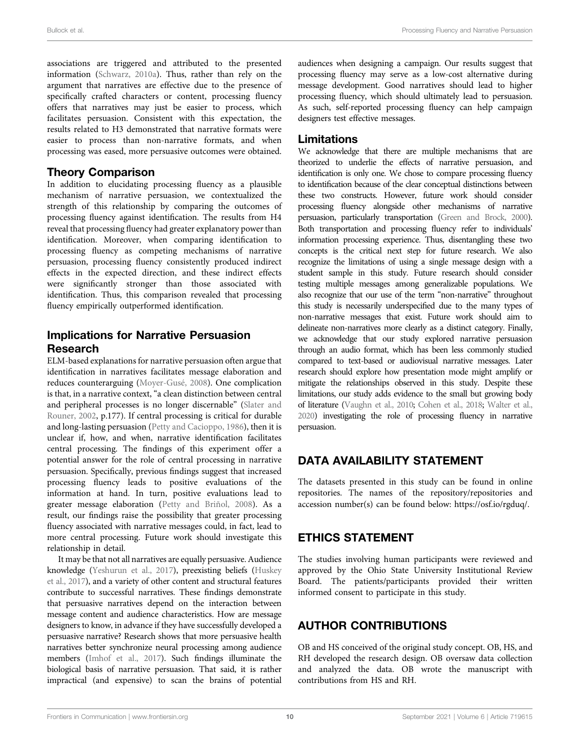associations are triggered and attributed to the presented information (Schwarz, 2010a). Thus, rather than rely on the argument that narratives are effective due to the presence of specifically crafted characters or content, processing fluency offers that narratives may just be easier to process, which facilitates persuasion. Consistent with this expectation, the results related to H3 demonstrated that narrative formats were easier to process than non-narrative formats, and when processing was eased, more persuasive outcomes were obtained.

## Theory Comparison

In addition to elucidating processing fluency as a plausible mechanism of narrative persuasion, we contextualized the strength of this relationship by comparing the outcomes of processing fluency against identification. The results from H4 reveal that processing fluency had greater explanatory power than identification. Moreover, when comparing identification to processing fluency as competing mechanisms of narrative persuasion, processing fluency consistently produced indirect effects in the expected direction, and these indirect effects were significantly stronger than those associated with identification. Thus, this comparison revealed that processing fluency empirically outperformed identification.

## Implications for Narrative Persuasion Research

ELM-based explanations for narrative persuasion often argue that identification in narratives facilitates message elaboration and reduces counterarguing (Moyer-Gusé, 2008). One complication is that, in a narrative context, "a clean distinction between central and peripheral processes is no longer discernable" (Slater and Rouner, 2002, p.177). If central processing is critical for durable and long-lasting persuasion (Petty and Cacioppo, 1986), then it is unclear if, how, and when, narrative identification facilitates central processing. The findings of this experiment offer a potential answer for the role of central processing in narrative persuasion. Specifically, previous findings suggest that increased processing fluency leads to positive evaluations of the information at hand. In turn, positive evaluations lead to greater message elaboration (Petty and Briñol, 2008). As a result, our findings raise the possibility that greater processing fluency associated with narrative messages could, in fact, lead to more central processing. Future work should investigate this relationship in detail.

It may be that not all narratives are equally persuasive. Audience knowledge (Yeshurun et al., 2017), preexisting beliefs (Huskey et al., 2017), and a variety of other content and structural features contribute to successful narratives. These findings demonstrate that persuasive narratives depend on the interaction between message content and audience characteristics. How are message designers to know, in advance if they have successfully developed a persuasive narrative? Research shows that more persuasive health narratives better synchronize neural processing among audience members (Imhof et al., 2017). Such findings illuminate the biological basis of narrative persuasion. That said, it is rather impractical (and expensive) to scan the brains of potential audiences when designing a campaign. Our results suggest that processing fluency may serve as a low-cost alternative during message development. Good narratives should lead to higher processing fluency, which should ultimately lead to persuasion. As such, self-reported processing fluency can help campaign designers test effective messages.

## Limitations

We acknowledge that there are multiple mechanisms that are theorized to underlie the effects of narrative persuasion, and identification is only one. We chose to compare processing fluency to identification because of the clear conceptual distinctions between these two constructs. However, future work should consider processing fluency alongside other mechanisms of narrative persuasion, particularly transportation (Green and Brock, 2000). Both transportation and processing fluency refer to individuals' information processing experience. Thus, disentangling these two concepts is the critical next step for future research. We also recognize the limitations of using a single message design with a student sample in this study. Future research should consider testing multiple messages among generalizable populations. We also recognize that our use of the term "non-narrative" throughout this study is necessarily underspecified due to the many types of non-narrative messages that exist. Future work should aim to delineate non-narratives more clearly as a distinct category. Finally, we acknowledge that our study explored narrative persuasion through an audio format, which has been less commonly studied compared to text-based or audiovisual narrative messages. Later research should explore how presentation mode might amplify or mitigate the relationships observed in this study. Despite these limitations, our study adds evidence to the small but growing body of literature (Vaughn et al., 2010; Cohen et al., 2018; Walter et al., 2020) investigating the role of processing fluency in narrative persuasion.

# DATA AVAILABILITY STATEMENT

The datasets presented in this study can be found in online repositories. The names of the repository/repositories and accession number(s) can be found below: https://osf.io/rgduq/.

# ETHICS STATEMENT

The studies involving human participants were reviewed and approved by the Ohio State University Institutional Review Board. The patients/participants provided their written informed consent to participate in this study.

# AUTHOR CONTRIBUTIONS

OB and HS conceived of the original study concept. OB, HS, and RH developed the research design. OB oversaw data collection and analyzed the data. OB wrote the manuscript with contributions from HS and RH.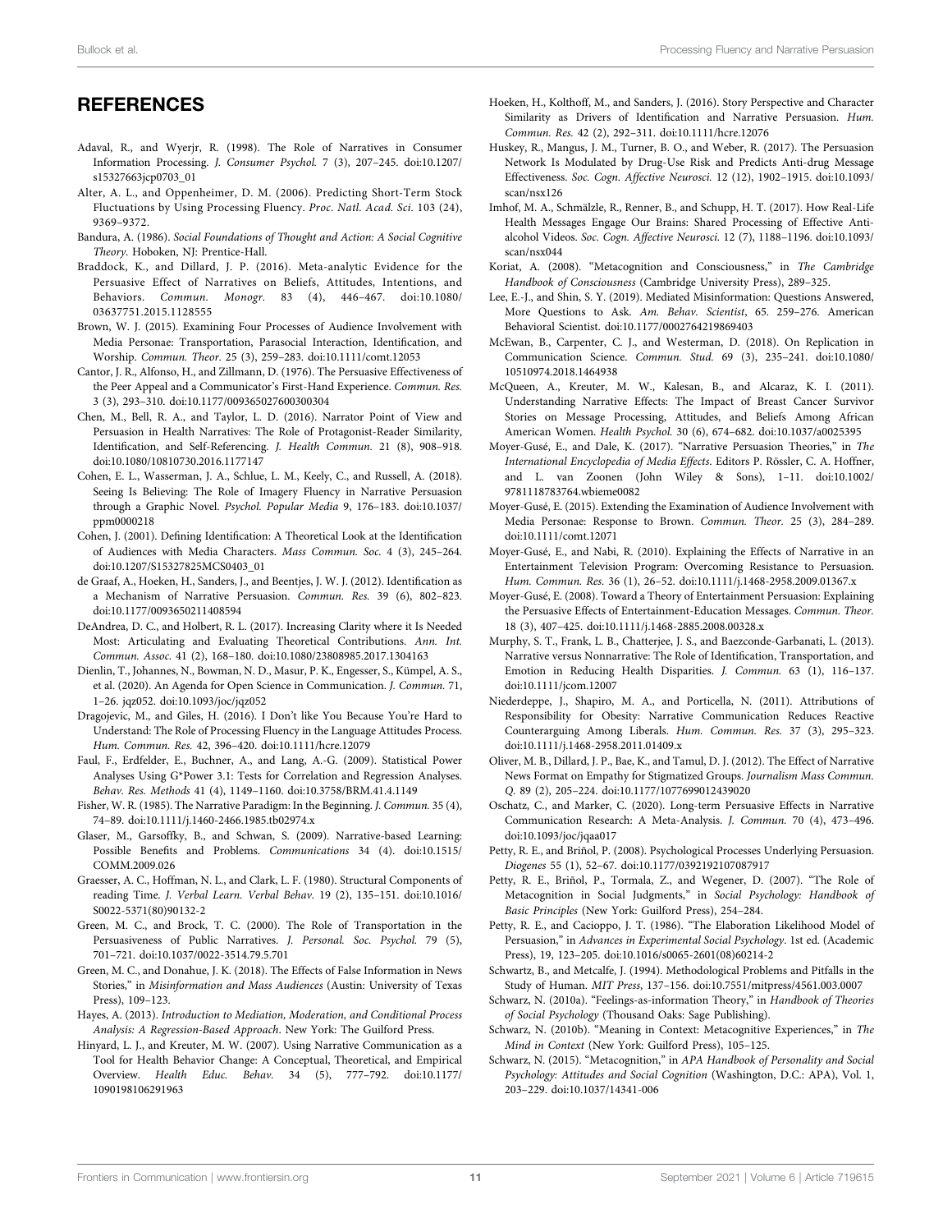## REFERENCES

Adaval, R., and Wyerjr, R. (1998). The Role of Narratives in Consumer Information Processing. *J. Consumer Psychol.* 7 (3), 207–245. doi:10.1207/s15327663jcp0703_01

Alter, A. L., and Oppenheimer, D. M. (2006). Predicting Short-Term Stock Fluctuations by Using Processing Fluency. *Proc. Natl. Acad. Sci.* 103 (24), 9369–9372.

Bandura, A. (1986). *Social Foundations of Thought and Action: A Social Cognitive Theory*. Hoboken, NJ: Prentice-Hall.

Braddock, K., and Dillard, J. P. (2016). Meta-analytic Evidence for the Persuasive Effect of Narratives on Beliefs, Attitudes, Intentions, and Behaviors. *Commun. Monogr.* 83 (4), 446–467. doi:10.1080/03637751.2015.1128555

Brown, W. J. (2015). Examining Four Processes of Audience Involvement with Media Personae: Transportation, Parasocial Interaction, Identification, and Worship. *Commun. Theor.* 25 (3), 259–283. doi:10.1111/comt.12053

Cantor, J. R., Alfonso, H., and Zillmann, D. (1976). The Persuasive Effectiveness of the Peer Appeal and a Communicator's First-Hand Experience. *Commun. Res.* 3 (3), 293–310. doi:10.1177/009365027600300304

Chen, M., Bell, R. A., and Taylor, L. D. (2016). Narrator Point of View and Persuasion in Health Narratives: The Role of Protagonist-Reader Similarity, Identification, and Self-Referencing. *J. Health Commun.* 21 (8), 908–918. doi:10.1080/10810730.2016.1177147

Cohen, E. L., Wasserman, J. A., Schlue, L. M., Keely, C., and Russell, A. (2018). Seeing Is Believing: The Role of Imagery Fluency in Narrative Persuasion through a Graphic Novel. *Psychol. Popular Media* 9, 176–183. doi:10.1037/ppm0000218

Cohen, J. (2001). Defining Identification: A Theoretical Look at the Identification of Audiences with Media Characters. *Mass Commun. Soc.* 4 (3), 245–264. doi:10.1207/S15327825MCS0403_01

de Graaf, A., Hoeken, H., Sanders, J., and Beentjes, J. W. J. (2012). Identification as a Mechanism of Narrative Persuasion. *Commun. Res.* 39 (6), 802–823. doi:10.1177/0093650211408594

DeAndrea, D. C., and Holbert, R. L. (2017). Increasing Clarity where it Is Needed Most: Articulating and Evaluating Theoretical Contributions. *Ann. Int. Commun. Assoc.* 41 (2), 168–180. doi:10.1080/23808985.2017.1304163

Dienlin, T., Johannes, N., Bowman, N. D., Masur, P. K., Engesser, S., Kümpel, A. S., et al. (2020). An Agenda for Open Science in Communication. *J. Commun.* 71, 1–26. jqz052. doi:10.1093/joc/jqz052

Dragojevic, M., and Giles, H. (2016). I Don't like You Because You're Hard to Understand: The Role of Processing Fluency in the Language Attitudes Process. *Hum. Commun. Res.* 42, 396–420. doi:10.1111/hcre.12079

Faul, F., Erdfelder, E., Buchner, A., and Lang, A.-G. (2009). Statistical Power Analyses Using G*Power 3.1: Tests for Correlation and Regression Analyses. *Behav. Res. Methods* 41 (4), 1149–1160. doi:10.3758/BRM.41.4.1149

Fisher, W. R. (1985). The Narrative Paradigm: In the Beginning. *J. Commun.* 35 (4), 74–89. doi:10.1111/j.1460-2466.1985.tb02974.x

Glaser, M., Garsoffky, B., and Schwan, S. (2009). Narrative-based Learning: Possible Benefits and Problems. *Communications* 34 (4). doi:10.1515/COMM.2009.026

Graesser, A. C., Hoffman, N. L., and Clark, L. F. (1980). Structural Components of reading Time. *J. Verbal Learn. Verbal Behav.* 19 (2), 135–151. doi:10.1016/S0022-5371(80)90132-2

Green, M. C., and Brock, T. C. (2000). The Role of Transportation in the Persuasiveness of Public Narratives. *J. Personal. Soc. Psychol.* 79 (5), 701–721. doi:10.1037/0022-3514.79.5.701

Green, M. C., and Donahue, J. K. (2018). The Effects of False Information in News Stories," in *Misinformation and Mass Audiences* (Austin: University of Texas Press), 109–123.

Hayes, A. (2013). *Introduction to Mediation, Moderation, and Conditional Process Analysis: A Regression-Based Approach*. New York: The Guilford Press.

Hinyard, L. J., and Kreuter, M. W. (2007). Using Narrative Communication as a Tool for Health Behavior Change: A Conceptual, Theoretical, and Empirical Overview. *Health Educ. Behav.* 34 (5), 777–792. doi:10.1177/1090198106291963

Hoeken, H., Kolthoff, M., and Sanders, J. (2016). Story Perspective and Character Similarity as Drivers of Identification and Narrative Persuasion. *Hum. Commun. Res.* 42 (2), 292–311. doi:10.1111/hcre.12076

Huskey, R., Mangus, J. M., Turner, B. O., and Weber, R. (2017). The Persuasion Network Is Modulated by Drug-Use Risk and Predicts Anti-drug Message Effectiveness. *Soc. Cogn. Affective Neurosci.* 12 (12), 1902–1915. doi:10.1093/scan/nsx126

Imhof, M. A., Schmälzle, R., Renner, B., and Schupp, H. T. (2017). How Real-Life Health Messages Engage Our Brains: Shared Processing of Effective Anti-alcohol Videos. *Soc. Cogn. Affective Neurosci.* 12 (7), 1188–1196. doi:10.1093/scan/nsx044

Koriat, A. (2008). "Metacognition and Consciousness," in *The Cambridge Handbook of Consciousness* (Cambridge University Press), 289–325.

Lee, E.-J., and Shin, S. Y. (2019). Mediated Misinformation: Questions Answered, More Questions to Ask. *Am. Behav. Scientist*, 65. 259–276. American Behavioral Scientist. doi:10.1177/0002764219869403

McEwan, B., Carpenter, C. J., and Westerman, D. (2018). On Replication in Communication Science. *Commun. Stud.* 69 (3), 235–241. doi:10.1080/10510974.2018.1464938

McQueen, A., Kreuter, M. W., Kalesan, B., and Alcaraz, K. I. (2011). Understanding Narrative Effects: The Impact of Breast Cancer Survivor Stories on Message Processing, Attitudes, and Beliefs Among African American Women. *Health Psychol.* 30 (6), 674–682. doi:10.1037/a0025395

Moyer-Gusé, E., and Dale, K. (2017). "Narrative Persuasion Theories," in *The International Encyclopedia of Media Effects*. Editors P. Rössler, C. A. Hoffner, and L. van Zoonen (John Wiley & Sons), 1–11. doi:10.1002/9781118783764.wbieme0082

Moyer-Gusé, E. (2015). Extending the Examination of Audience Involvement with Media Personae: Response to Brown. *Commun. Theor.* 25 (3), 284–289. doi:10.1111/comt.12071

Moyer-Gusé, E., and Nabi, R. (2010). Explaining the Effects of Narrative in an Entertainment Television Program: Overcoming Resistance to Persuasion. *Hum. Commun. Res.* 36 (1), 26–52. doi:10.1111/j.1468-2958.2009.01367.x

Moyer-Gusé, E. (2008). Toward a Theory of Entertainment Persuasion: Explaining the Persuasive Effects of Entertainment-Education Messages. *Commun. Theor.* 18 (3), 407–425. doi:10.1111/j.1468-2885.2008.00328.x

Murphy, S. T., Frank, L. B., Chatterjee, J. S., and Baezconde-Garbanati, L. (2013). Narrative versus Nonnarrative: The Role of Identification, Transportation, and Emotion in Reducing Health Disparities. *J. Commun.* 63 (1), 116–137. doi:10.1111/jcom.12007

Niederdeppe, J., Shapiro, M. A., and Porticella, N. (2011). Attributions of Responsibility for Obesity: Narrative Communication Reduces Reactive Counterarguing Among Liberals. *Hum. Commun. Res.* 37 (3), 295–323. doi:10.1111/j.1468-2958.2011.01409.x

Oliver, M. B., Dillard, J. P., Bae, K., and Tamul, D. J. (2012). The Effect of Narrative News Format on Empathy for Stigmatized Groups. *Journalism Mass Commun. Q.* 89 (2), 205–224. doi:10.1177/1077699012439020

Oschatz, C., and Marker, C. (2020). Long-term Persuasive Effects in Narrative Communication Research: A Meta-Analysis. *J. Commun.* 70 (4), 473–496. doi:10.1093/joc/jqaa017

Petty, R. E., and Briñol, P. (2008). Psychological Processes Underlying Persuasion. *Diogenes* 55 (1), 52–67. doi:10.1177/0392192107087917

Petty, R. E., Briñol, P., Tormala, Z., and Wegener, D. (2007). "The Role of Metacognition in Social Judgments," in *Social Psychology: Handbook of Basic Principles* (New York: Guilford Press), 254–284.

Petty, R. E., and Cacioppo, J. T. (1986). "The Elaboration Likelihood Model of Persuasion," in *Advances in Experimental Social Psychology*. 1st ed. (Academic Press), 19, 123–205. doi:10.1016/s0065-2601(08)60214-2

Schwartz, B., and Metcalfe, J. (1994). Methodological Problems and Pitfalls in the Study of Human. *MIT Press*, 137–156. doi:10.7551/mitpress/4561.003.0007

Schwarz, N. (2010a). "Feelings-as-information Theory," in *Handbook of Theories of Social Psychology* (Thousand Oaks: Sage Publishing).

Schwarz, N. (2010b). "Meaning in Context: Metacognitive Experiences," in *The Mind in Context* (New York: Guilford Press), 105–125.

Schwarz, N. (2015). "Metacognition," in *APA Handbook of Personality and Social Psychology: Attitudes and Social Cognition* (Washington, D.C.: APA), Vol. 1, 203–229. doi:10.1037/14341-006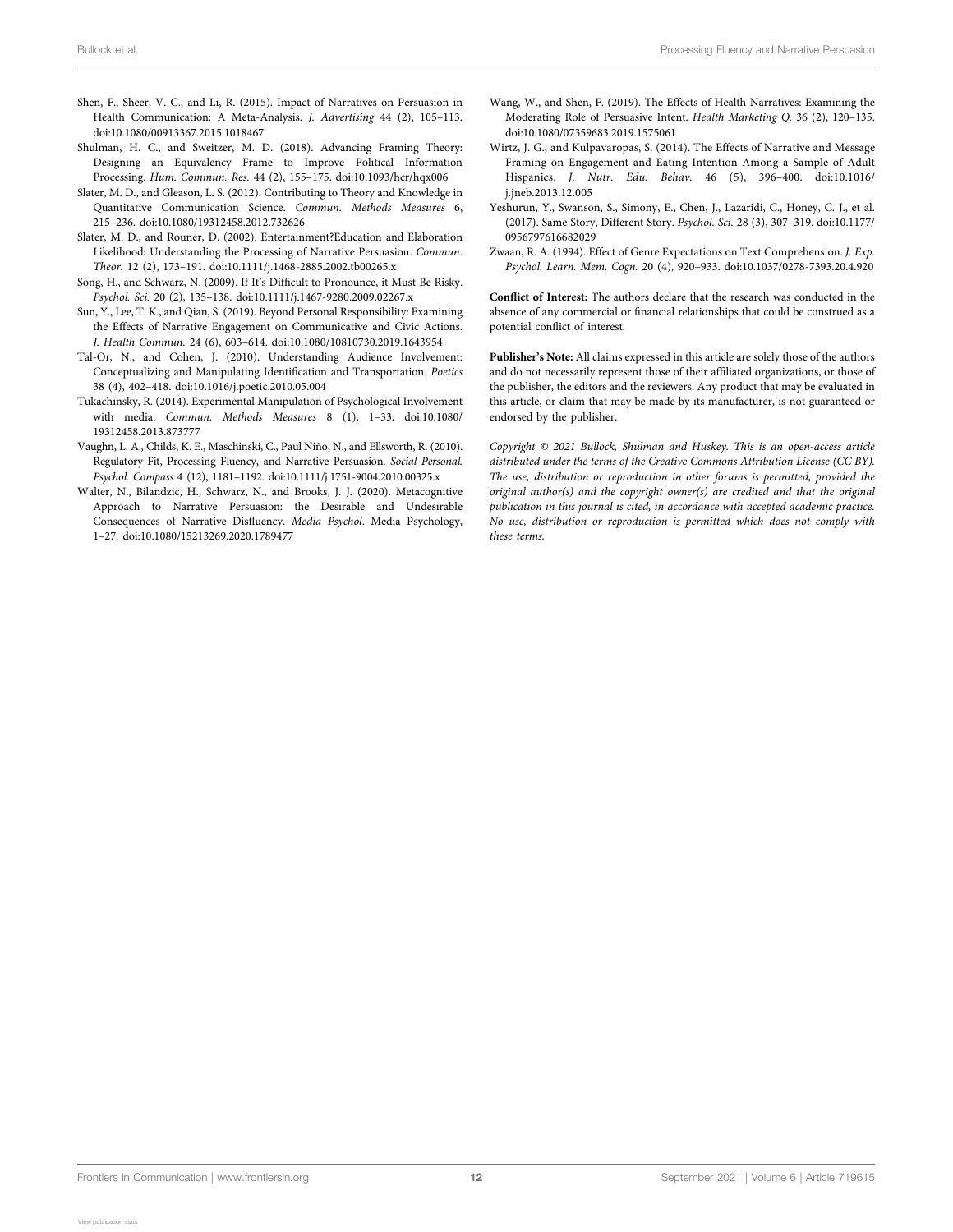Shen, F., Sheer, V. C., and Li, R. (2015). Impact of Narratives on Persuasion in Health Communication: A Meta-Analysis. *J. Advertising* 44 (2), 105–113. doi:10.1080/00913367.2015.1018467

Shulman, H. C., and Sweitzer, M. D. (2018). Advancing Framing Theory: Designing an Equivalency Frame to Improve Political Information Processing. *Hum. Commun. Res.* 44 (2), 155–175. doi:10.1093/hcr/hqx006

Slater, M. D., and Gleason, L. S. (2012). Contributing to Theory and Knowledge in Quantitative Communication Science. *Commun. Methods Measures* 6, 215–236. doi:10.1080/19312458.2012.732626

Slater, M. D., and Rouner, D. (2002). Entertainment?Education and Elaboration Likelihood: Understanding the Processing of Narrative Persuasion. *Commun. Theor.* 12 (2), 173–191. doi:10.1111/j.1468-2885.2002.tb00265.x

Song, H., and Schwarz, N. (2009). If It's Difficult to Pronounce, it Must Be Risky. *Psychol. Sci.* 20 (2), 135–138. doi:10.1111/j.1467-9280.2009.02267.x

Sun, Y., Lee, T. K., and Qian, S. (2019). Beyond Personal Responsibility: Examining the Effects of Narrative Engagement on Communicative and Civic Actions. *J. Health Commun.* 24 (6), 603–614. doi:10.1080/10810730.2019.1643954

Tal-Or, N., and Cohen, J. (2010). Understanding Audience Involvement: Conceptualizing and Manipulating Identification and Transportation. *Poetics* 38 (4), 402–418. doi:10.1016/j.poetic.2010.05.004

Tukachinsky, R. (2014). Experimental Manipulation of Psychological Involvement with media. *Commun. Methods Measures* 8 (1), 1–33. doi:10.1080/19312458.2013.873777

Vaughn, L. A., Childs, K. E., Maschinski, C., Paul Niño, N., and Ellsworth, R. (2010). Regulatory Fit, Processing Fluency, and Narrative Persuasion. *Social Personal. Psychol. Compass* 4 (12), 1181–1192. doi:10.1111/j.1751-9004.2010.00325.x

Walter, N., Bilandzic, H., Schwarz, N., and Brooks, J. J. (2020). Metacognitive Approach to Narrative Persuasion: the Desirable and Undesirable Consequences of Narrative Disfluency. *Media Psychol.* Media Psychology, 1–27. doi:10.1080/15213269.2020.1789477

Wang, W., and Shen, F. (2019). The Effects of Health Narratives: Examining the Moderating Role of Persuasive Intent. *Health Marketing Q.* 36 (2), 120–135. doi:10.1080/07359683.2019.1575061

Wirtz, J. G., and Kulpavaropas, S. (2014). The Effects of Narrative and Message Framing on Engagement and Eating Intention Among a Sample of Adult Hispanics. *J. Nutr. Edu. Behav.* 46 (5), 396–400. doi:10.1016/j.jneb.2013.12.005

Yeshurun, Y., Swanson, S., Simony, E., Chen, J., Lazaridi, C., Honey, C. J., et al. (2017). Same Story, Different Story. *Psychol. Sci.* 28 (3), 307–319. doi:10.1177/0956797616682029

Zwaan, R. A. (1994). Effect of Genre Expectations on Text Comprehension. *J. Exp. Psychol. Learn. Mem. Cogn.* 20 (4), 920–933. doi:10.1037/0278-7393.20.4.920

**Conflict of Interest:** The authors declare that the research was conducted in the absence of any commercial or financial relationships that could be construed as a potential conflict of interest.

**Publisher's Note:** All claims expressed in this article are solely those of the authors and do not necessarily represent those of their affiliated organizations, or those of the publisher, the editors and the reviewers. Any product that may be evaluated in this article, or claim that may be made by its manufacturer, is not guaranteed or endorsed by the publisher.

*Copyright © 2021 Bullock, Shulman and Huskey. This is an open-access article distributed under the terms of the Creative Commons Attribution License (CC BY). The use, distribution or reproduction in other forums is permitted, provided the original author(s) and the copyright owner(s) are credited and that the original publication in this journal is cited, in accordance with accepted academic practice. No use, distribution or reproduction is permitted which does not comply with these terms.*